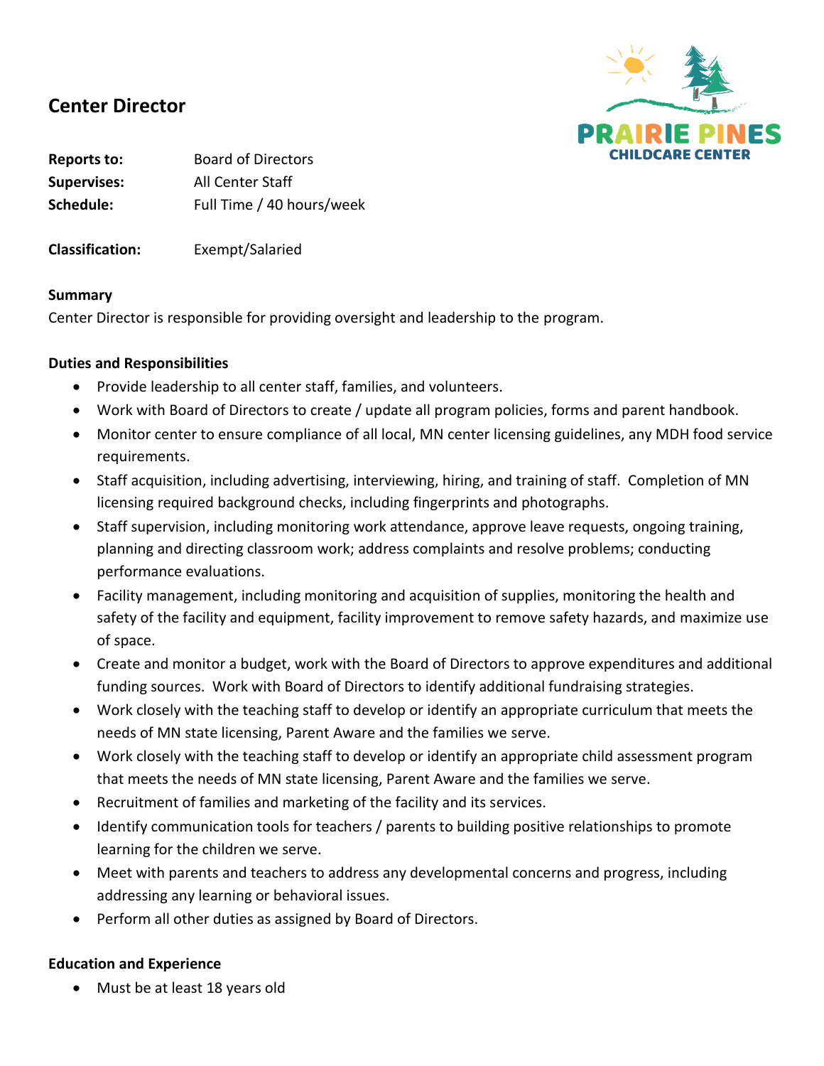# Center Director

PRAIRIE PINES
CHILDCARE CENTER

**Reports to:** Board of Directors
**Supervises:** All Center Staff
**Schedule:** Full Time / 40 hours/week

**Classification:** Exempt/Salaried

**Summary**

Center Director is responsible for providing oversight and leadership to the program.

**Duties and Responsibilities**

- Provide leadership to all center staff, families, and volunteers.
- Work with Board of Directors to create / update all program policies, forms and parent handbook.
- Monitor center to ensure compliance of all local, MN center licensing guidelines, any MDH food service requirements.
- Staff acquisition, including advertising, interviewing, hiring, and training of staff. Completion of MN licensing required background checks, including fingerprints and photographs.
- Staff supervision, including monitoring work attendance, approve leave requests, ongoing training, planning and directing classroom work; address complaints and resolve problems; conducting performance evaluations.
- Facility management, including monitoring and acquisition of supplies, monitoring the health and safety of the facility and equipment, facility improvement to remove safety hazards, and maximize use of space.
- Create and monitor a budget, work with the Board of Directors to approve expenditures and additional funding sources. Work with Board of Directors to identify additional fundraising strategies.
- Work closely with the teaching staff to develop or identify an appropriate curriculum that meets the needs of MN state licensing, Parent Aware and the families we serve.
- Work closely with the teaching staff to develop or identify an appropriate child assessment program that meets the needs of MN state licensing, Parent Aware and the families we serve.
- Recruitment of families and marketing of the facility and its services.
- Identify communication tools for teachers / parents to building positive relationships to promote learning for the children we serve.
- Meet with parents and teachers to address any developmental concerns and progress, including addressing any learning or behavioral issues.
- Perform all other duties as assigned by Board of Directors.

**Education and Experience**

- Must be at least 18 years old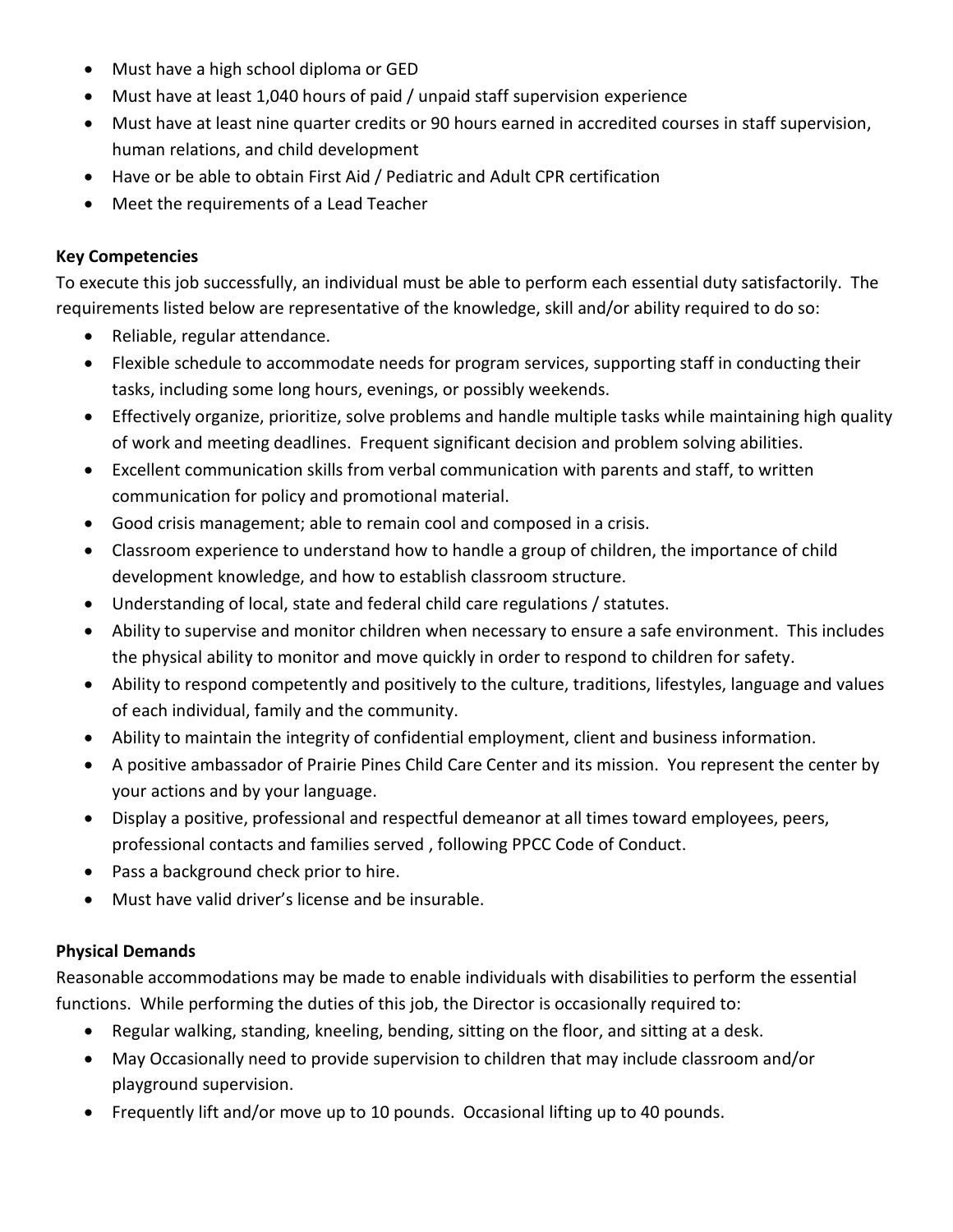- Must have a high school diploma or GED
- Must have at least 1,040 hours of paid / unpaid staff supervision experience
- Must have at least nine quarter credits or 90 hours earned in accredited courses in staff supervision, human relations, and child development
- Have or be able to obtain First Aid / Pediatric and Adult CPR certification
- Meet the requirements of a Lead Teacher

**Key Competencies**

To execute this job successfully, an individual must be able to perform each essential duty satisfactorily. The requirements listed below are representative of the knowledge, skill and/or ability required to do so:

- Reliable, regular attendance.
- Flexible schedule to accommodate needs for program services, supporting staff in conducting their tasks, including some long hours, evenings, or possibly weekends.
- Effectively organize, prioritize, solve problems and handle multiple tasks while maintaining high quality of work and meeting deadlines. Frequent significant decision and problem solving abilities.
- Excellent communication skills from verbal communication with parents and staff, to written communication for policy and promotional material.
- Good crisis management; able to remain cool and composed in a crisis.
- Classroom experience to understand how to handle a group of children, the importance of child development knowledge, and how to establish classroom structure.
- Understanding of local, state and federal child care regulations / statutes.
- Ability to supervise and monitor children when necessary to ensure a safe environment. This includes the physical ability to monitor and move quickly in order to respond to children for safety.
- Ability to respond competently and positively to the culture, traditions, lifestyles, language and values of each individual, family and the community.
- Ability to maintain the integrity of confidential employment, client and business information.
- A positive ambassador of Prairie Pines Child Care Center and its mission. You represent the center by your actions and by your language.
- Display a positive, professional and respectful demeanor at all times toward employees, peers, professional contacts and families served , following PPCC Code of Conduct.
- Pass a background check prior to hire.
- Must have valid driver's license and be insurable.

**Physical Demands**

Reasonable accommodations may be made to enable individuals with disabilities to perform the essential functions. While performing the duties of this job, the Director is occasionally required to:

- Regular walking, standing, kneeling, bending, sitting on the floor, and sitting at a desk.
- May Occasionally need to provide supervision to children that may include classroom and/or playground supervision.
- Frequently lift and/or move up to 10 pounds. Occasional lifting up to 40 pounds.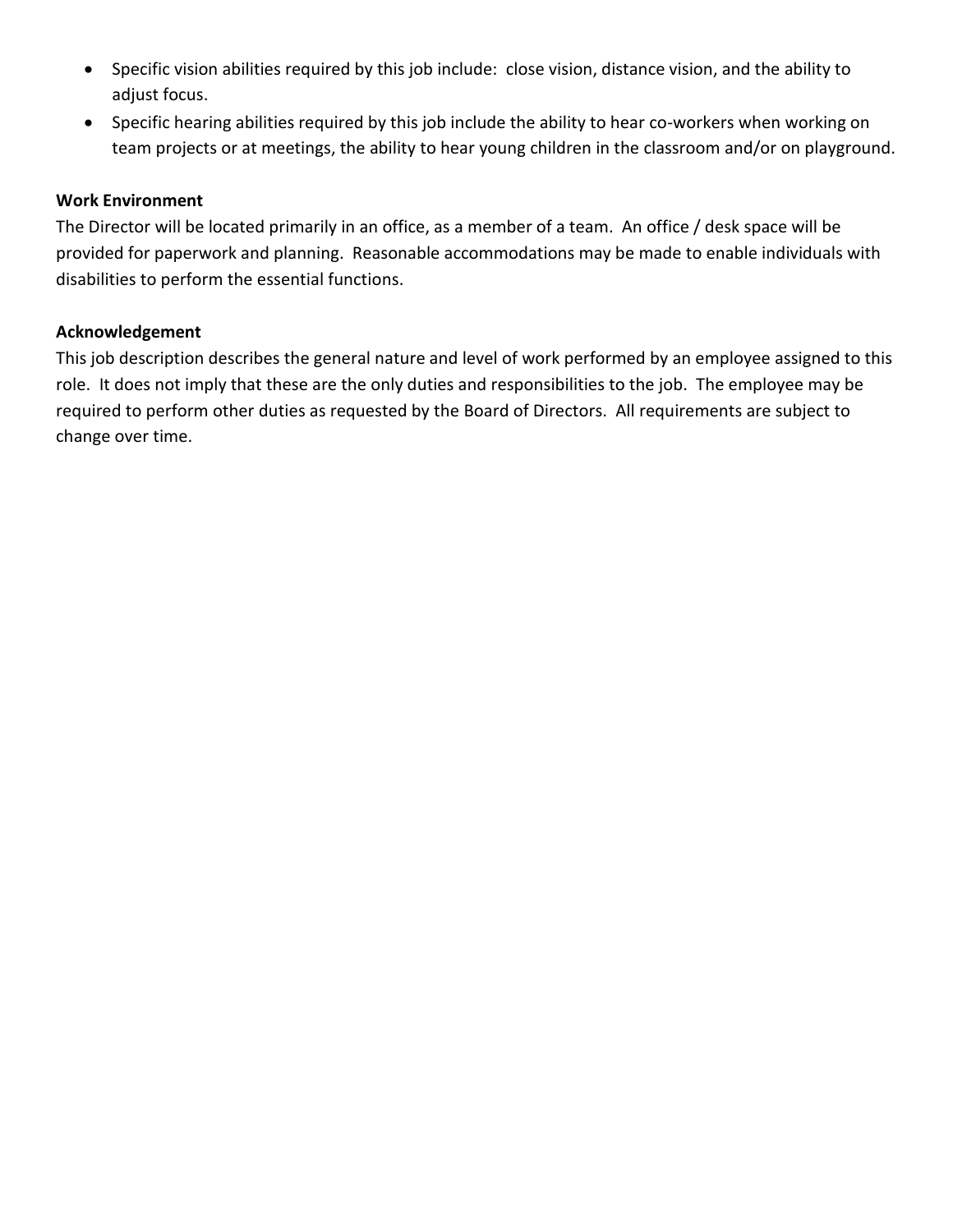- Specific vision abilities required by this job include: close vision, distance vision, and the ability to adjust focus.
- Specific hearing abilities required by this job include the ability to hear co-workers when working on team projects or at meetings, the ability to hear young children in the classroom and/or on playground.

**Work Environment**

The Director will be located primarily in an office, as a member of a team. An office / desk space will be provided for paperwork and planning. Reasonable accommodations may be made to enable individuals with disabilities to perform the essential functions.

**Acknowledgement**

This job description describes the general nature and level of work performed by an employee assigned to this role. It does not imply that these are the only duties and responsibilities to the job. The employee may be required to perform other duties as requested by the Board of Directors. All requirements are subject to change over time.